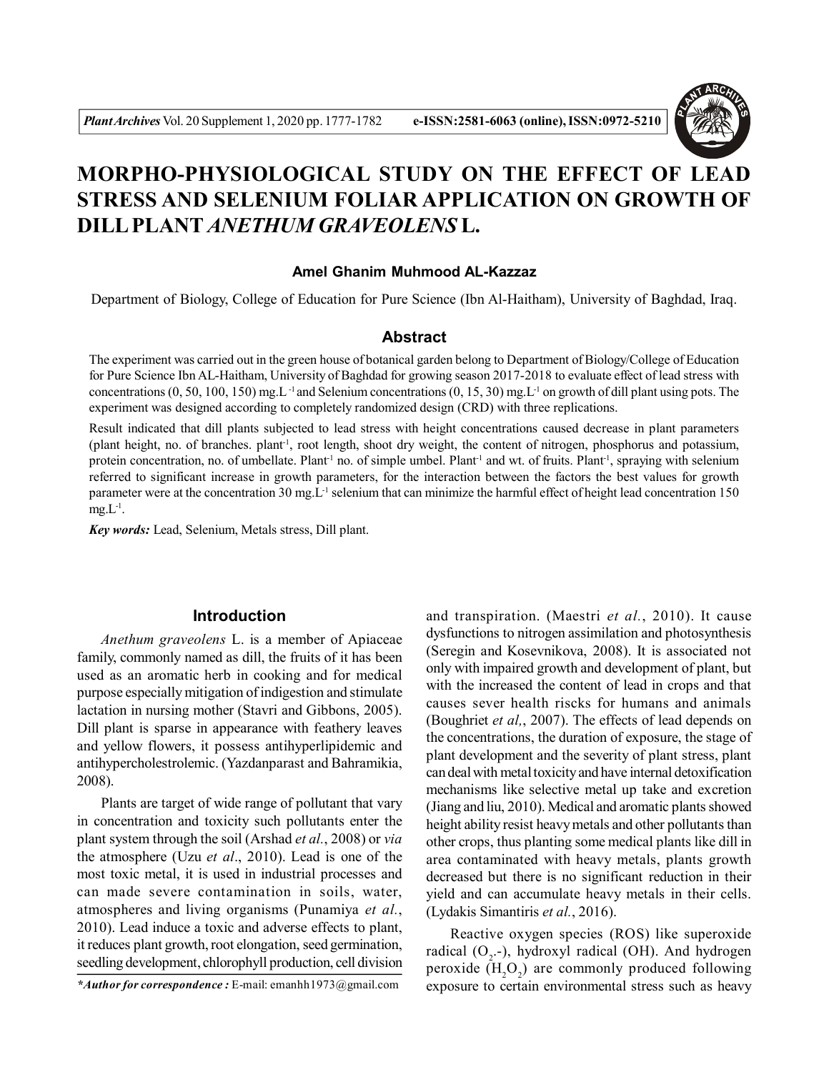# MORPHO-PHYSIOLOGICAL STUDY ON THE EFFECT OF LEAD STRESS AND SELENIUM FOLIAR APPLICATION ON GROWTH OF DILL PLANT *ANETHUM GRAVEOLENS* L.

**Amel Ghanim Muhmood AL-Kazzaz**

Department of Biology, College of Education for Pure Science (Ibn Al-Haitham), University of Baghdad, Iraq.

## Abstract

The experiment was carried out in the green house of botanical garden belong to Department of Biology/College of Education for Pure Science Ibn AL-Haitham, University of Baghdad for growing season 2017-2018 to evaluate effect of lead stress with concentrations (0, 50, 100, 150) mg.L$^{-1}$ and Selenium concentrations (0, 15, 30) mg.L$^{-1}$ on growth of dill plant using pots. The experiment was designed according to completely randomized design (CRD) with three replications.

Result indicated that dill plants subjected to lead stress with height concentrations caused decrease in plant parameters (plant height, no. of branches. plant$^{-1}$, root length, shoot dry weight, the content of nitrogen, phosphorus and potassium, protein concentration, no. of umbellate. Plant$^{-1}$ no. of simple umbel. Plant$^{-1}$ and wt. of fruits. Plant$^{-1}$, spraying with selenium referred to significant increase in growth parameters, for the interaction between the factors the best values for growth parameter were at the concentration 30 mg.L$^{-1}$ selenium that can minimize the harmful effect of height lead concentration 150 mg.L$^{-1}$.

***Key words:*** Lead, Selenium, Metals stress, Dill plant.

## Introduction

*Anethum graveolens* L. is a member of Apiaceae family, commonly named as dill, the fruits of it has been used as an aromatic herb in cooking and for medical purpose especially mitigation of indigestion and stimulate lactation in nursing mother (Stavri and Gibbons, 2005). Dill plant is sparse in appearance with feathery leaves and yellow flowers, it possess antihyperlipidemic and antihypercholestrolemic. (Yazdanparast and Bahramikia, 2008).

Plants are target of wide range of pollutant that vary in concentration and toxicity such pollutants enter the plant system through the soil (Arshad *et al.*, 2008) or *via* the atmosphere (Uzu *et al*., 2010). Lead is one of the most toxic metal, it is used in industrial processes and can made severe contamination in soils, water, atmospheres and living organisms (Punamiya *et al.*, 2010). Lead induce a toxic and adverse effects to plant, it reduces plant growth, root elongation, seed germination, seedling development, chlorophyll production, cell division and transpiration. (Maestri *et al.*, 2010). It cause dysfunctions to nitrogen assimilation and photosynthesis (Seregin and Kosevnikova, 2008). It is associated not only with impaired growth and development of plant, but with the increased the content of lead in crops and that causes sever health riscks for humans and animals (Boughriet *et al,*, 2007). The effects of lead depends on the concentrations, the duration of exposure, the stage of plant development and the severity of plant stress, plant can deal with metal toxicity and have internal detoxification mechanisms like selective metal up take and excretion (Jiang and liu, 2010). Medical and aromatic plants showed height ability resist heavy metals and other pollutants than other crops, thus planting some medical plants like dill in area contaminated with heavy metals, plants growth decreased but there is no significant reduction in their yield and can accumulate heavy metals in their cells. (Lydakis Simantiris *et al.*, 2016).

Reactive oxygen species (ROS) like superoxide radical ($O_2$.-), hydroxyl radical (OH). And hydrogen peroxide ($H_2O_2$) are commonly produced following exposure to certain environmental stress such as heavy

****Author for correspondence :*** E-mail: emanhh1973@gmail.com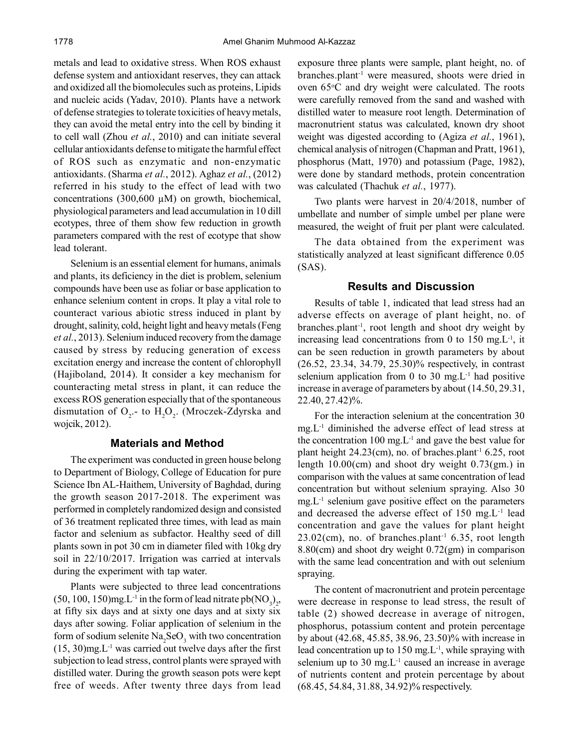metals and lead to oxidative stress. When ROS exhaust defense system and antioxidant reserves, they can attack and oxidized all the biomolecules such as proteins, Lipids and nucleic acids (Yadav, 2010). Plants have a network of defense strategies to tolerate toxicities of heavy metals, they can avoid the metal entry into the cell by binding it to cell wall (Zhou *et al.*, 2010) and can initiate several cellular antioxidants defense to mitigate the harmful effect of ROS such as enzymatic and non-enzymatic antioxidants. (Sharma *et al.*, 2012). Aghaz *et al.*, (2012) referred in his study to the effect of lead with two concentrations (300,600 μM) on growth, biochemical, physiological parameters and lead accumulation in 10 dill ecotypes, three of them show few reduction in growth parameters compared with the rest of ecotype that show lead tolerant.

Selenium is an essential element for humans, animals and plants, its deficiency in the diet is problem, selenium compounds have been use as foliar or base application to enhance selenium content in crops. It play a vital role to counteract various abiotic stress induced in plant by drought, salinity, cold, height light and heavy metals (Feng *et al.*, 2013). Selenium induced recovery from the damage caused by stress by reducing generation of excess excitation energy and increase the content of chlorophyll (Hajiboland, 2014). It consider a key mechanism for counteracting metal stress in plant, it can reduce the excess ROS generation especially that of the spontaneous dismutation of $O_2$.- to $H_2O_2$. (Mroczek-Zdyrska and wojcik, 2012).

## Materials and Method

The experiment was conducted in green house belong to Department of Biology, College of Education for pure Science Ibn AL-Haithem, University of Baghdad, during the growth season 2017-2018. The experiment was performed in completely randomized design and consisted of 36 treatment replicated three times, with lead as main factor and selenium as subfactor. Healthy seed of dill plants sown in pot 30 cm in diameter filed with 10kg dry soil in 22/10/2017. Irrigation was carried at intervals during the experiment with tap water.

Plants were subjected to three lead concentrations (50, 100, 150)mg.$L^{-1}$ in the form of lead nitrate $pb(NO_3)_2$, at fifty six days and at sixty one days and at sixty six days after sowing. Foliar application of selenium in the form of sodium selenite $Na_2SeO_3$ with two concentration (15, 30)mg.$L^{-1}$ was carried out twelve days after the first subjection to lead stress, control plants were sprayed with distilled water. During the growth season pots were kept free of weeds. After twenty three days from lead exposure three plants were sample, plant height, no. of branches.plant$^{-1}$ were measured, shoots were dried in oven 65°C and dry weight were calculated. The roots were carefully removed from the sand and washed with distilled water to measure root length. Determination of macronutrient status was calculated, known dry shoot weight was digested according to (Agiza *et al.*, 1961), chemical analysis of nitrogen (Chapman and Pratt, 1961), phosphorus (Matt, 1970) and potassium (Page, 1982), were done by standard methods, protein concentration was calculated (Thachuk *et al.*, 1977).

Two plants were harvest in 20/4/2018, number of umbellate and number of simple umbel per plane were measured, the weight of fruit per plant were calculated.

The data obtained from the experiment was statistically analyzed at least significant difference 0.05 (SAS).

## Results and Discussion

Results of table 1, indicated that lead stress had an adverse effects on average of plant height, no. of branches.plant$^{-1}$, root length and shoot dry weight by increasing lead concentrations from 0 to 150 mg.$L^{-1}$, it can be seen reduction in growth parameters by about (26.52, 23.34, 34.79, 25.30)% respectively, in contrast selenium application from 0 to 30 mg.$L^{-1}$ had positive increase in average of parameters by about (14.50, 29.31, 22.40, 27.42)%.

For the interaction selenium at the concentration 30 mg.$L^{-1}$ diminished the adverse effect of lead stress at the concentration 100 mg.$L^{-1}$ and gave the best value for plant height 24.23(cm), no. of braches.plant$^{-1}$ 6.25, root length 10.00(cm) and shoot dry weight 0.73(gm.) in comparison with the values at same concentration of lead concentration but without selenium spraying. Also 30 mg.$L^{-1}$ selenium gave positive effect on the parameters and decreased the adverse effect of 150 mg.$L^{-1}$ lead concentration and gave the values for plant height 23.02(cm), no. of branches.plant$^{-1}$ 6.35, root length 8.80(cm) and shoot dry weight 0.72(gm) in comparison with the same lead concentration and with out selenium spraying.

The content of macronutrient and protein percentage were decrease in response to lead stress, the result of table (2) showed decrease in average of nitrogen, phosphorus, potassium content and protein percentage by about (42.68, 45.85, 38.96, 23.50)% with increase in lead concentration up to 150 mg.$L^{-1}$, while spraying with selenium up to 30 mg.$L^{-1}$ caused an increase in average of nutrients content and protein percentage by about (68.45, 54.84, 31.88, 34.92)% respectively.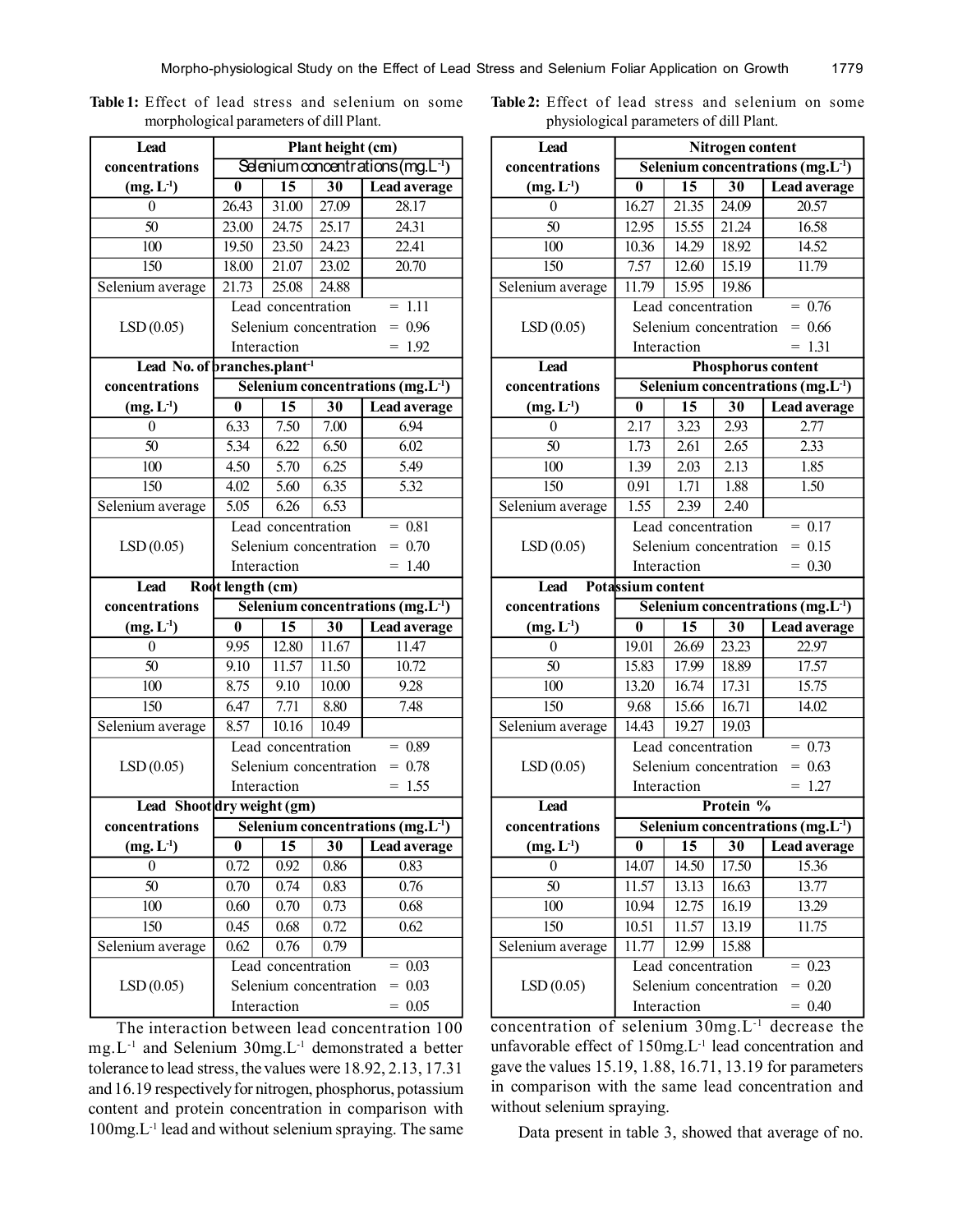**Table 1:** Effect of lead stress and selenium on some morphological parameters of dill Plant.

| Lead concentrations (mg. $L^{-1}$) | Plant height (cm) | | | |
|---|---|---|---|---|
| | Selenium concentrations (mg.$L^{-1}$) | | | |
| | 0 | 15 | 30 | Lead average |
| 0 | 26.43 | 31.00 | 27.09 | 28.17 |
| 50 | 23.00 | 24.75 | 25.17 | 24.31 |
| 100 | 19.50 | 23.50 | 24.23 | 22.41 |
| 150 | 18.00 | 21.07 | 23.02 | 20.70 |
| Selenium average | 21.73 | 25.08 | 24.88 | |
| LSD (0.05) | Lead concentration = 1.11 | | | |
| | Selenium concentration = 0.96 | | | |
| | Interaction = 1.92 | | | |

| Lead concentrations (mg. $L^{-1}$) | No. of branches.$plant^{-1}$ | | | |
|---|---|---|---|---|
| | Selenium concentrations (mg.$L^{-1}$) | | | |
| | 0 | 15 | 30 | Lead average |
| 0 | 6.33 | 7.50 | 7.00 | 6.94 |
| 50 | 5.34 | 6.22 | 6.50 | 6.02 |
| 100 | 4.50 | 5.70 | 6.25 | 5.49 |
| 150 | 4.02 | 5.60 | 6.35 | 5.32 |
| Selenium average | 5.05 | 6.26 | 6.53 | |
| LSD (0.05) | Lead concentration = 0.81 | | | |
| | Selenium concentration = 0.70 | | | |
| | Interaction = 1.40 | | | |

| Lead concentrations (mg. $L^{-1}$) | Root length (cm) | | | |
|---|---|---|---|---|
| | Selenium concentrations (mg.$L^{-1}$) | | | |
| | 0 | 15 | 30 | Lead average |
| 0 | 9.95 | 12.80 | 11.67 | 11.47 |
| 50 | 9.10 | 11.57 | 11.50 | 10.72 |
| 100 | 8.75 | 9.10 | 10.00 | 9.28 |
| 150 | 6.47 | 7.71 | 8.80 | 7.48 |
| Selenium average | 8.57 | 10.16 | 10.49 | |
| LSD (0.05) | Lead concentration = 0.89 | | | |
| | Selenium concentration = 0.78 | | | |
| | Interaction = 1.55 | | | |

| Lead concentrations (mg. $L^{-1}$) | Shoot dry weight (gm) | | | |
|---|---|---|---|---|
| | Selenium concentrations (mg.$L^{-1}$) | | | |
| | 0 | 15 | 30 | Lead average |
| 0 | 0.72 | 0.92 | 0.86 | 0.83 |
| 50 | 0.70 | 0.74 | 0.83 | 0.76 |
| 100 | 0.60 | 0.70 | 0.73 | 0.68 |
| 150 | 0.45 | 0.68 | 0.72 | 0.62 |
| Selenium average | 0.62 | 0.76 | 0.79 | |
| LSD (0.05) | Lead concentration = 0.03 | | | |
| | Selenium concentration = 0.03 | | | |
| | Interaction = 0.05 | | | |

**Table 2:** Effect of lead stress and selenium on some physiological parameters of dill Plant.

| Lead concentrations (mg. $L^{-1}$) | Nitrogen content | | | |
|---|---|---|---|---|
| | Selenium concentrations (mg.$L^{-1}$) | | | |
| | 0 | 15 | 30 | Lead average |
| 0 | 16.27 | 21.35 | 24.09 | 20.57 |
| 50 | 12.95 | 15.55 | 21.24 | 16.58 |
| 100 | 10.36 | 14.29 | 18.92 | 14.52 |
| 150 | 7.57 | 12.60 | 15.19 | 11.79 |
| Selenium average | 11.79 | 15.95 | 19.86 | |
| LSD (0.05) | Lead concentration = 0.76 | | | |
| | Selenium concentration = 0.66 | | | |
| | Interaction = 1.31 | | | |

| Lead concentrations (mg. $L^{-1}$) | Phosphorus content | | | |
|---|---|---|---|---|
| | Selenium concentrations (mg.$L^{-1}$) | | | |
| | 0 | 15 | 30 | Lead average |
| 0 | 2.17 | 3.23 | 2.93 | 2.77 |
| 50 | 1.73 | 2.61 | 2.65 | 2.33 |
| 100 | 1.39 | 2.03 | 2.13 | 1.85 |
| 150 | 0.91 | 1.71 | 1.88 | 1.50 |
| Selenium average | 1.55 | 2.39 | 2.40 | |
| LSD (0.05) | Lead concentration = 0.17 | | | |
| | Selenium concentration = 0.15 | | | |
| | Interaction = 0.30 | | | |

| Lead concentrations (mg. $L^{-1}$) | Potassium content | | | |
|---|---|---|---|---|
| | Selenium concentrations (mg.$L^{-1}$) | | | |
| | 0 | 15 | 30 | Lead average |
| 0 | 19.01 | 26.69 | 23.23 | 22.97 |
| 50 | 15.83 | 17.99 | 18.89 | 17.57 |
| 100 | 13.20 | 16.74 | 17.31 | 15.75 |
| 150 | 9.68 | 15.66 | 16.71 | 14.02 |
| Selenium average | 14.43 | 19.27 | 19.03 | |
| LSD (0.05) | Lead concentration = 0.73 | | | |
| | Selenium concentration = 0.63 | | | |
| | Interaction = 1.27 | | | |

| Lead concentrations (mg. $L^{-1}$) | Protein % | | | |
|---|---|---|---|---|
| | Selenium concentrations (mg.$L^{-1}$) | | | |
| | 0 | 15 | 30 | Lead average |
| 0 | 14.07 | 14.50 | 17.50 | 15.36 |
| 50 | 11.57 | 13.13 | 16.63 | 13.77 |
| 100 | 10.94 | 12.75 | 16.19 | 13.29 |
| 150 | 10.51 | 11.57 | 13.19 | 11.75 |
| Selenium average | 11.77 | 12.99 | 15.88 | |
| LSD (0.05) | Lead concentration = 0.23 | | | |
| | Selenium concentration = 0.20 | | | |
| | Interaction = 0.40 | | | |

The interaction between lead concentration 100 mg.$L^{-1}$ and Selenium 30mg.$L^{-1}$ demonstrated a better tolerance to lead stress, the values were 18.92, 2.13, 17.31 and 16.19 respectively for nitrogen, phosphorus, potassium content and protein concentration in comparison with 100mg.$L^{-1}$ lead and without selenium spraying. The same concentration of selenium 30mg.$L^{-1}$ decrease the unfavorable effect of 150mg.$L^{-1}$ lead concentration and gave the values 15.19, 1.88, 16.71, 13.19 for parameters in comparison with the same lead concentration and without selenium spraying.

Data present in table 3, showed that average of no.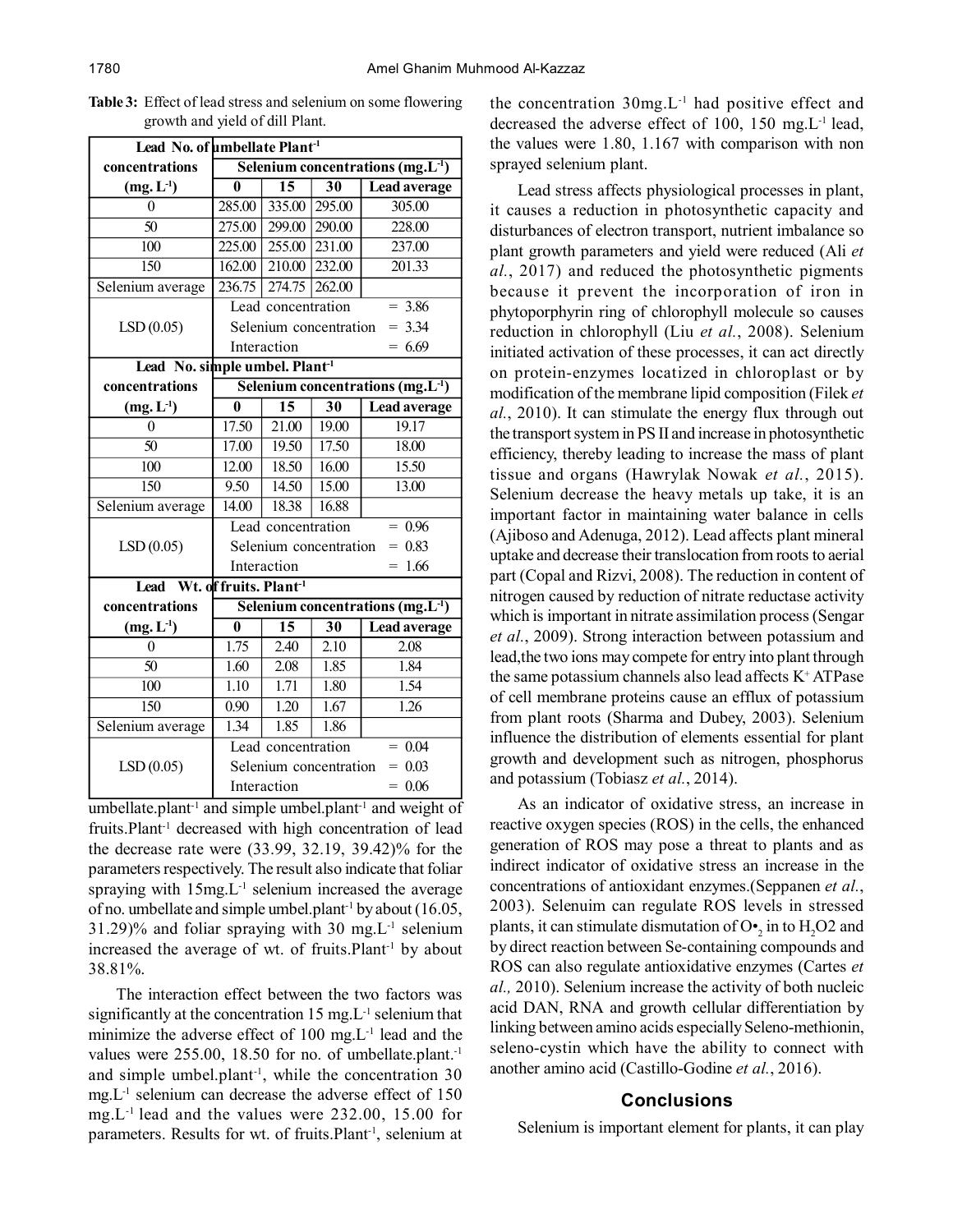**Table 3:** Effect of lead stress and selenium on some flowering growth and yield of dill Plant.

| Lead concentrations (mg. $L^{-1}$) | No. of umbellate Plant$^{-1}$ | | | |
|---|---|---|---|---|
| | Selenium concentrations (mg.$L^{-1}$) | | | |
| | 0 | 15 | 30 | Lead average |
| 0 | 285.00 | 335.00 | 295.00 | 305.00 |
| 50 | 275.00 | 299.00 | 290.00 | 228.00 |
| 100 | 225.00 | 255.00 | 231.00 | 237.00 |
| 150 | 162.00 | 210.00 | 232.00 | 201.33 |
| Selenium average | 236.75 | 274.75 | 262.00 | |
| LSD (0.05) | Lead concentration = 3.86 | | | |
| | Selenium concentration = 3.34 | | | |
| | Interaction = 6.69 | | | |
| **Lead concentrations (mg. $L^{-1}$)** | **No. simple umbel. Plant$^{-1}$** | | | |
| | Selenium concentrations (mg.$L^{-1}$) | | | |
| | 0 | 15 | 30 | Lead average |
| 0 | 17.50 | 21.00 | 19.00 | 19.17 |
| 50 | 17.00 | 19.50 | 17.50 | 18.00 |
| 100 | 12.00 | 18.50 | 16.00 | 15.50 |
| 150 | 9.50 | 14.50 | 15.00 | 13.00 |
| Selenium average | 14.00 | 18.38 | 16.88 | |
| LSD (0.05) | Lead concentration = 0.96 | | | |
| | Selenium concentration = 0.83 | | | |
| | Interaction = 1.66 | | | |
| **Lead concentrations (mg. $L^{-1}$)** | **Wt. of fruits. Plant$^{-1}$** | | | |
| | Selenium concentrations (mg.$L^{-1}$) | | | |
| | 0 | 15 | 30 | Lead average |
| 0 | 1.75 | 2.40 | 2.10 | 2.08 |
| 50 | 1.60 | 2.08 | 1.85 | 1.84 |
| 100 | 1.10 | 1.71 | 1.80 | 1.54 |
| 150 | 0.90 | 1.20 | 1.67 | 1.26 |
| Selenium average | 1.34 | 1.85 | 1.86 | |
| LSD (0.05) | Lead concentration = 0.04 | | | |
| | Selenium concentration = 0.03 | | | |
| | Interaction = 0.06 | | | |

umbellate.plant$^{-1}$ and simple umbel.plant$^{-1}$ and weight of fruits.Plant$^{-1}$ decreased with high concentration of lead the decrease rate were (33.99, 32.19, 39.42)% for the parameters respectively. The result also indicate that foliar spraying with 15mg.$L^{-1}$ selenium increased the average of no. umbellate and simple umbel.plant$^{-1}$ by about (16.05, 31.29)% and foliar spraying with 30 mg.$L^{-1}$ selenium increased the average of wt. of fruits.Plant$^{-1}$ by about 38.81%.

The interaction effect between the two factors was significantly at the concentration 15 mg.$L^{-1}$ selenium that minimize the adverse effect of 100 mg.$L^{-1}$ lead and the values were 255.00, 18.50 for no. of umbellate.plant.$^{-1}$ and simple umbel.plant$^{-1}$, while the concentration 30 mg.$L^{-1}$ selenium can decrease the adverse effect of 150 mg.$L^{-1}$ lead and the values were 232.00, 15.00 for parameters. Results for wt. of fruits.Plant$^{-1}$, selenium at the concentration 30mg.$L^{-1}$ had positive effect and decreased the adverse effect of 100, 150 mg.$L^{-1}$ lead, the values were 1.80, 1.167 with comparison with non sprayed selenium plant.

Lead stress affects physiological processes in plant, it causes a reduction in photosynthetic capacity and disturbances of electron transport, nutrient imbalance so plant growth parameters and yield were reduced (Ali *et al.*, 2017) and reduced the photosynthetic pigments because it prevent the incorporation of iron in phytoporphyrin ring of chlorophyll molecule so causes reduction in chlorophyll (Liu *et al.*, 2008). Selenium initiated activation of these processes, it can act directly on protein-enzymes locatized in chloroplast or by modification of the membrane lipid composition (Filek *et al.*, 2010). It can stimulate the energy flux through out the transport system in PS II and increase in photosynthetic efficiency, thereby leading to increase the mass of plant tissue and organs (Hawrylak Nowak *et al.*, 2015). Selenium decrease the heavy metals up take, it is an important factor in maintaining water balance in cells (Ajiboso and Adenuga, 2012). Lead affects plant mineral uptake and decrease their translocation from roots to aerial part (Copal and Rizvi, 2008). The reduction in content of nitrogen caused by reduction of nitrate reductase activity which is important in nitrate assimilation process (Sengar *et al.*, 2009). Strong interaction between potassium and lead,the two ions may compete for entry into plant through the same potassium channels also lead affects $K^+$ ATPase of cell membrane proteins cause an efflux of potassium from plant roots (Sharma and Dubey, 2003). Selenium influence the distribution of elements essential for plant growth and development such as nitrogen, phosphorus and potassium (Tobiasz *et al.*, 2014).

As an indicator of oxidative stress, an increase in reactive oxygen species (ROS) in the cells, the enhanced generation of ROS may pose a threat to plants and as indirect indicator of oxidative stress an increase in the concentrations of antioxidant enzymes.(Seppanen *et al.*, 2003). Selenuim can regulate ROS levels in stressed plants, it can stimulate dismutation of $O\bullet_2$ in to $H_2O2$ and by direct reaction between Se-containing compounds and ROS can also regulate antioxidative enzymes (Cartes *et al.,* 2010). Selenium increase the activity of both nucleic acid DAN, RNA and growth cellular differentiation by linking between amino acids especially Seleno-methionin, seleno-cystin which have the ability to connect with another amino acid (Castillo-Godine *et al.*, 2016).

## Conclusions

Selenium is important element for plants, it can play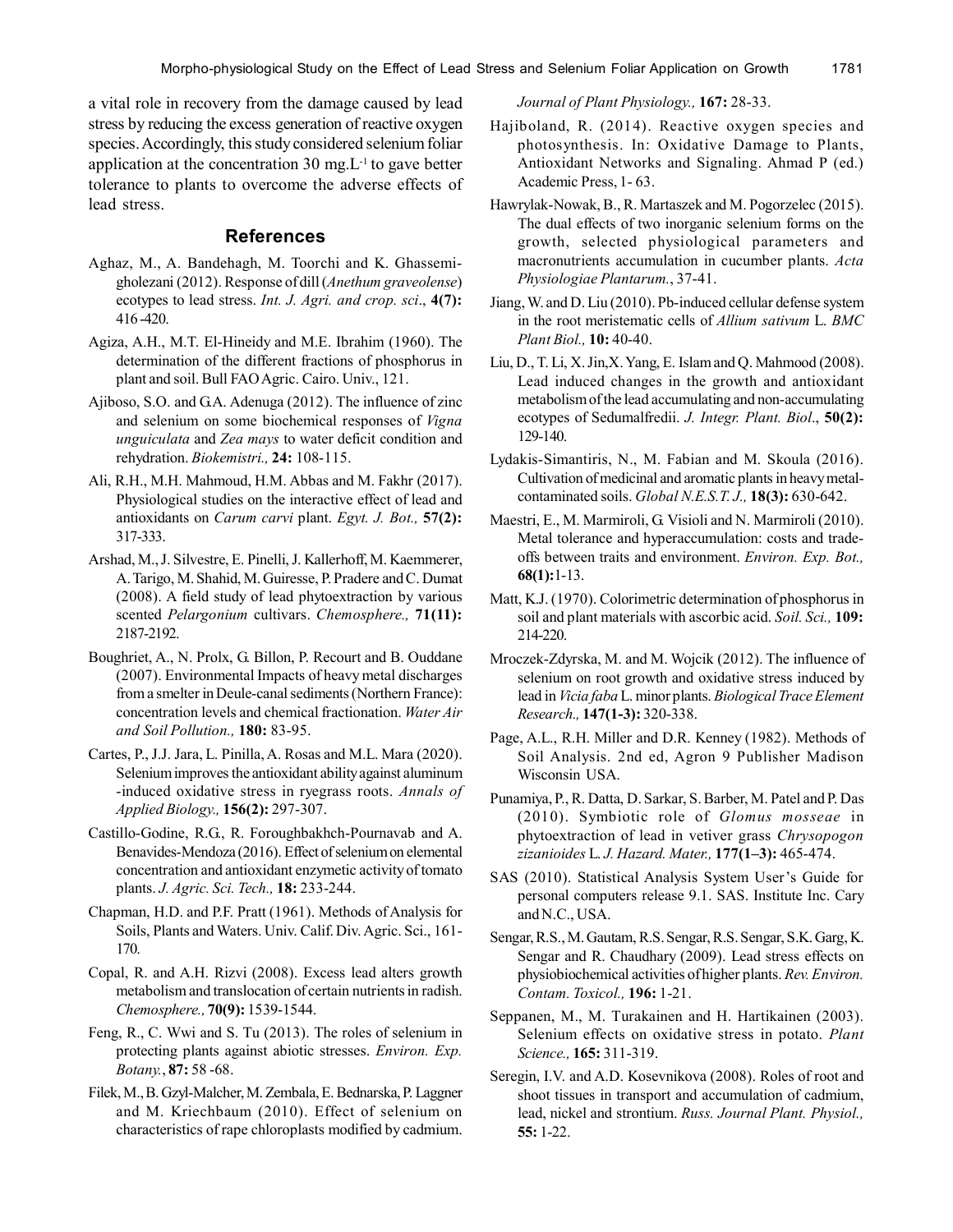a vital role in recovery from the damage caused by lead stress by reducing the excess generation of reactive oxygen species. Accordingly, this study considered selenium foliar application at the concentration 30 mg.L$^{-1}$ to gave better tolerance to plants to overcome the adverse effects of lead stress.

## References

Aghaz, M., A. Bandehagh, M. Toorchi and K. Ghassemi-gholezani (2012). Response of dill (*Anethum graveolense*) ecotypes to lead stress. *Int. J. Agri. and crop. sci*., **4(7):** 416 -420.

Agiza, A.H., M.T. El-Hineidy and M.E. Ibrahim (1960). The determination of the different fractions of phosphorus in plant and soil. Bull FAO Agric. Cairo. Univ., 121.

Ajiboso, S.O. and G.A. Adenuga (2012). The influence of zinc and selenium on some biochemical responses of *Vigna unguiculata* and *Zea mays* to water deficit condition and rehydration. *Biokemistri.,* **24:** 108-115.

Ali, R.H., M.H. Mahmoud, H.M. Abbas and M. Fakhr (2017). Physiological studies on the interactive effect of lead and antioxidants on *Carum carvi* plant. *Egyt. J. Bot.,* **57(2):** 317-333.

Arshad, M., J. Silvestre, E. Pinelli, J. Kallerhoff, M. Kaemmerer, A. Tarigo, M. Shahid, M. Guiresse, P. Pradere and C. Dumat (2008). A field study of lead phytoextraction by various scented *Pelargonium* cultivars. *Chemosphere.,* **71(11):** 2187-2192.

Boughriet, A., N. Prolx, G. Billon, P. Recourt and B. Ouddane (2007). Environmental Impacts of heavy metal discharges from a smelter in Deule-canal sediments (Northern France): concentration levels and chemical fractionation. *Water Air and Soil Pollution.,* **180:** 83-95.

Cartes, P., J.J. Jara, L. Pinilla, A. Rosas and M.L. Mara (2020). Selenium improves the antioxidant ability against aluminum -induced oxidative stress in ryegrass roots. *Annals of Applied Biology.,* **156(2):** 297-307.

Castillo-Godine, R.G., R. Foroughbakhch-Pournavab and A. Benavides-Mendoza (2016). Effect of selenium on elemental concentration and antioxidant enzymetic activity of tomato plants. *J. Agric. Sci. Tech.,* **18:** 233-244.

Chapman, H.D. and P.F. Pratt (1961). Methods of Analysis for Soils, Plants and Waters. Univ. Calif. Div. Agric. Sci., 161-170.

Copal, R. and A.H. Rizvi (2008). Excess lead alters growth metabolism and translocation of certain nutrients in radish. *Chemosphere.,* **70(9):** 1539-1544.

Feng, R., C. Wwi and S. Tu (2013). The roles of selenium in protecting plants against abiotic stresses. *Environ. Exp. Botany.*, **87:** 58 -68.

Filek, M., B. Gzyl-Malcher, M. Zembala, E. Bednarska, P. Laggner and M. Kriechbaum (2010). Effect of selenium on characteristics of rape chloroplasts modified by cadmium. *Journal of Plant Physiology.,* **167:** 28-33.

Hajiboland, R. (2014). Reactive oxygen species and photosynthesis. In: Oxidative Damage to Plants, Antioxidant Networks and Signaling. Ahmad P (ed.) Academic Press, 1- 63.

Hawrylak-Nowak, B., R. Martaszek and M. Pogorzelec (2015). The dual effects of two inorganic selenium forms on the growth, selected physiological parameters and macronutrients accumulation in cucumber plants. *Acta Physiologiae Plantarum.*, 37-41.

Jiang, W. and D. Liu (2010). Pb-induced cellular defense system in the root meristematic cells of *Allium sativum* L. *BMC Plant Biol.,* **10:** 40-40.

Liu, D., T. Li, X. Jin, X. Yang, E. Islam and Q. Mahmood (2008). Lead induced changes in the growth and antioxidant metabolism of the lead accumulating and non-accumulating ecotypes of Sedumalfredii. *J. Integr. Plant. Biol*., **50(2):** 129-140.

Lydakis-Simantiris, N., M. Fabian and M. Skoula (2016). Cultivation of medicinal and aromatic plants in heavy metal-contaminated soils. *Global N.E.S.T. J.,* **18(3):** 630-642.

Maestri, E., M. Marmiroli, G. Visioli and N. Marmiroli (2010). Metal tolerance and hyperaccumulation: costs and trade-offs between traits and environment. *Environ. Exp. Bot.,* **68(1):**1-13.

Matt, K.J. (1970). Colorimetric determination of phosphorus in soil and plant materials with ascorbic acid. *Soil. Sci.,* **109:** 214-220.

Mroczek-Zdyrska, M. and M. Wojcik (2012). The influence of selenium on root growth and oxidative stress induced by lead in *Vicia faba* L. minor plants. *Biological Trace Element Research.,* **147(1-3):** 320-338.

Page, A.L., R.H. Miller and D.R. Kenney (1982). Methods of Soil Analysis. 2nd ed, Agron 9 Publisher Madison Wisconsin USA.

Punamiya, P., R. Datta, D. Sarkar, S. Barber, M. Patel and P. Das (2010). Symbiotic role of *Glomus mosseae* in phytoextraction of lead in vetiver grass *Chrysopogon zizanioides* L. *J. Hazard. Mater.,* **177(1–3):** 465-474.

SAS (2010). Statistical Analysis System User's Guide for personal computers release 9.1. SAS. Institute Inc. Cary and N.C., USA.

Sengar, R.S., M. Gautam, R.S. Sengar, R.S. Sengar, S.K. Garg, K. Sengar and R. Chaudhary (2009). Lead stress effects on physiobiochemical activities of higher plants. *Rev. Environ. Contam. Toxicol.,* **196:** 1-21.

Seppanen, M., M. Turakainen and H. Hartikainen (2003). Selenium effects on oxidative stress in potato. *Plant Science.,* **165:** 311-319.

Seregin, I.V. and A.D. Kosevnikova (2008). Roles of root and shoot tissues in transport and accumulation of cadmium, lead, nickel and strontium. *Russ. Journal Plant. Physiol.,* **55:** 1-22.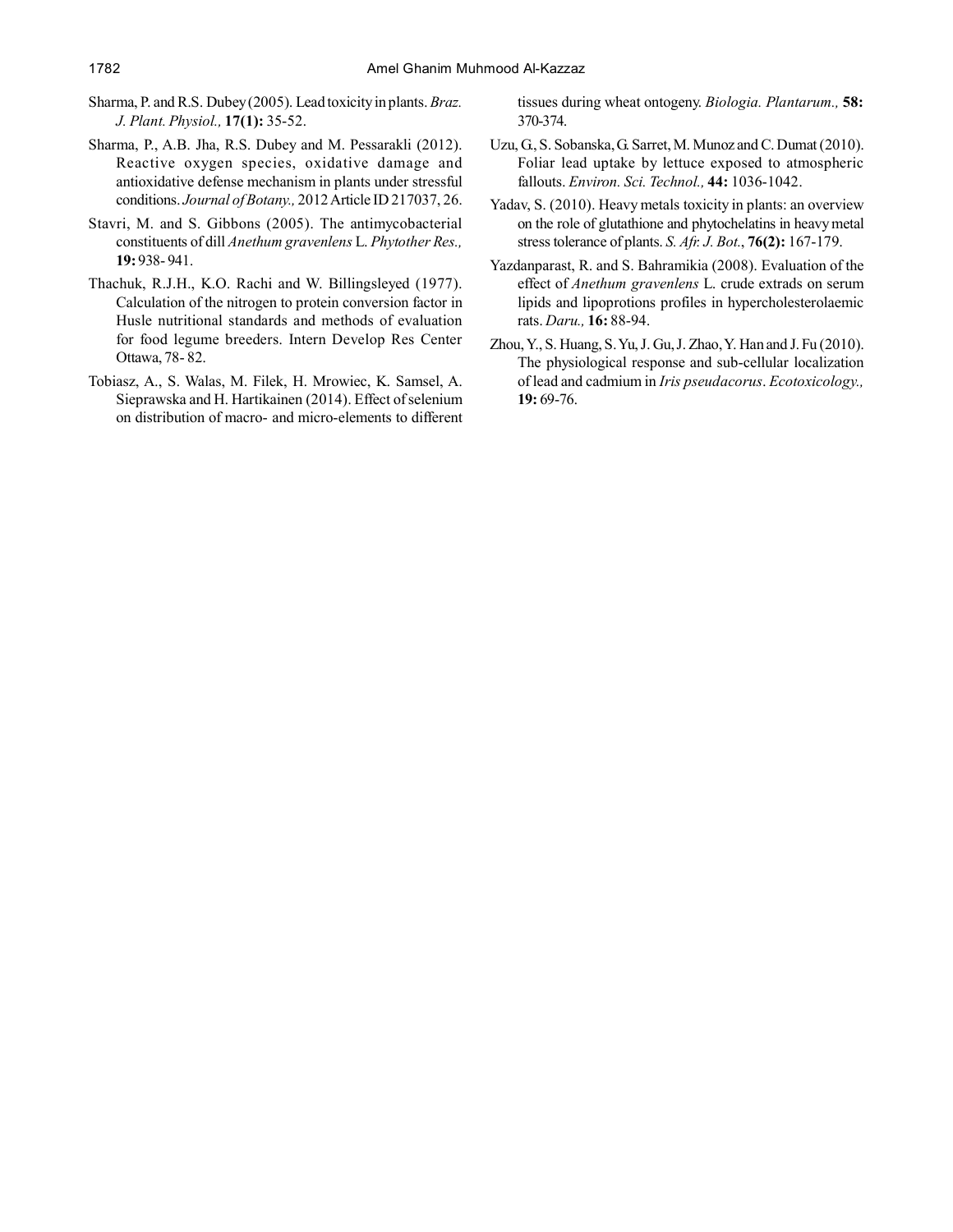Sharma, P. and R.S. Dubey (2005). Lead toxicity in plants. *Braz. J. Plant. Physiol.,* **17(1):** 35-52.

Sharma, P., A.B. Jha, R.S. Dubey and M. Pessarakli (2012). Reactive oxygen species, oxidative damage and antioxidative defense mechanism in plants under stressful conditions. *Journal of Botany.,* 2012 Article ID 217037, 26.

Stavri, M. and S. Gibbons (2005). The antimycobacterial constituents of dill *Anethum gravenlens* L. *Phytother Res.,* **19:** 938- 941.

Thachuk, R.J.H., K.O. Rachi and W. Billingsleyed (1977). Calculation of the nitrogen to protein conversion factor in Husle nutritional standards and methods of evaluation for food legume breeders. Intern Develop Res Center Ottawa, 78- 82.

Tobiasz, A., S. Walas, M. Filek, H. Mrowiec, K. Samsel, A. Sieprawska and H. Hartikainen (2014). Effect of selenium on distribution of macro- and micro-elements to different tissues during wheat ontogeny. *Biologia. Plantarum.,* **58:** 370-374.

Uzu, G., S. Sobanska, G. Sarret, M. Munoz and C. Dumat (2010). Foliar lead uptake by lettuce exposed to atmospheric fallouts. *Environ. Sci. Technol.,* **44:** 1036-1042.

Yadav, S. (2010). Heavy metals toxicity in plants: an overview on the role of glutathione and phytochelatins in heavy metal stress tolerance of plants. *S. Afr. J. Bot.*, **76(2):** 167-179.

Yazdanparast, R. and S. Bahramikia (2008). Evaluation of the effect of *Anethum gravenlens* L. crude extrads on serum lipids and lipoprotions profiles in hypercholesterolaemic rats. *Daru.,* **16:** 88-94.

Zhou, Y., S. Huang, S. Yu, J. Gu, J. Zhao, Y. Han and J. Fu (2010). The physiological response and sub-cellular localization of lead and cadmium in *Iris pseudacorus*. *Ecotoxicology.,* **19:** 69-76.